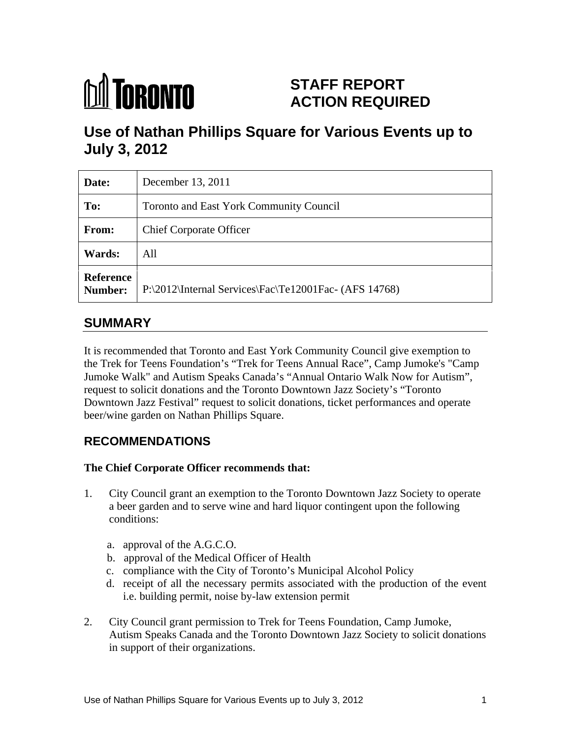TORONTO

# STAFF REPORT ACTION REQUIRED

# Use of Nathan Phillips Square for Various Events up to July 3, 2012

| Date: | December 13, 2011 |
|---|---|
| To: | Toronto and East York Community Council |
| From: | Chief Corporate Officer |
| Wards: | All |
| Reference Number: | P:\2012\Internal Services\Fac\Te12001Fac- (AFS 14768) |

## SUMMARY

It is recommended that Toronto and East York Community Council give exemption to the Trek for Teens Foundation's "Trek for Teens Annual Race", Camp Jumoke's "Camp Jumoke Walk" and Autism Speaks Canada's "Annual Ontario Walk Now for Autism", request to solicit donations and the Toronto Downtown Jazz Society's "Toronto Downtown Jazz Festival" request to solicit donations, ticket performances and operate beer/wine garden on Nathan Phillips Square.

## RECOMMENDATIONS

**The Chief Corporate Officer recommends that:**

1. City Council grant an exemption to the Toronto Downtown Jazz Society to operate a beer garden and to serve wine and hard liquor contingent upon the following conditions:

   a. approval of the A.G.C.O.
   b. approval of the Medical Officer of Health
   c. compliance with the City of Toronto's Municipal Alcohol Policy
   d. receipt of all the necessary permits associated with the production of the event i.e. building permit, noise by-law extension permit

2. City Council grant permission to Trek for Teens Foundation, Camp Jumoke, Autism Speaks Canada and the Toronto Downtown Jazz Society to solicit donations in support of their organizations.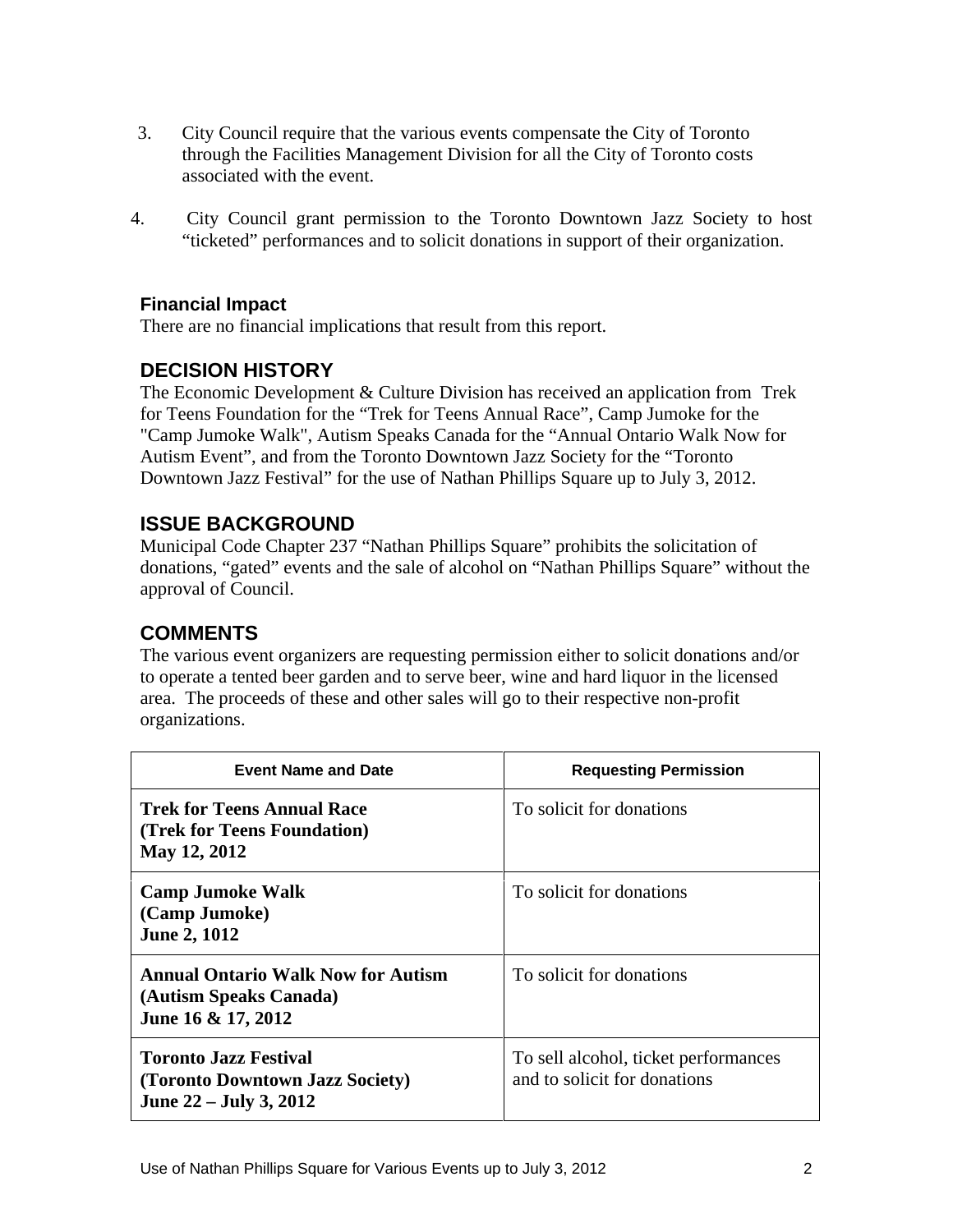3. City Council require that the various events compensate the City of Toronto through the Facilities Management Division for all the City of Toronto costs associated with the event.

4. City Council grant permission to the Toronto Downtown Jazz Society to host "ticketed" performances and to solicit donations in support of their organization.

### Financial Impact

There are no financial implications that result from this report.

## DECISION HISTORY

The Economic Development & Culture Division has received an application from Trek for Teens Foundation for the "Trek for Teens Annual Race", Camp Jumoke for the "Camp Jumoke Walk", Autism Speaks Canada for the "Annual Ontario Walk Now for Autism Event", and from the Toronto Downtown Jazz Society for the "Toronto Downtown Jazz Festival" for the use of Nathan Phillips Square up to July 3, 2012.

## ISSUE BACKGROUND

Municipal Code Chapter 237 "Nathan Phillips Square" prohibits the solicitation of donations, "gated" events and the sale of alcohol on "Nathan Phillips Square" without the approval of Council.

## COMMENTS

The various event organizers are requesting permission either to solicit donations and/or to operate a tented beer garden and to serve beer, wine and hard liquor in the licensed area. The proceeds of these and other sales will go to their respective non-profit organizations.

| Event Name and Date | Requesting Permission |
|---|---|
| **Trek for Teens Annual Race**<br>**(Trek for Teens Foundation)**<br>**May 12, 2012** | To solicit for donations |
| **Camp Jumoke Walk**<br>**(Camp Jumoke)**<br>**June 2, 1012** | To solicit for donations |
| **Annual Ontario Walk Now for Autism**<br>**(Autism Speaks Canada)**<br>**June 16 & 17, 2012** | To solicit for donations |
| **Toronto Jazz Festival**<br>**(Toronto Downtown Jazz Society)**<br>**June 22 – July 3, 2012** | To sell alcohol, ticket performances and to solicit for donations |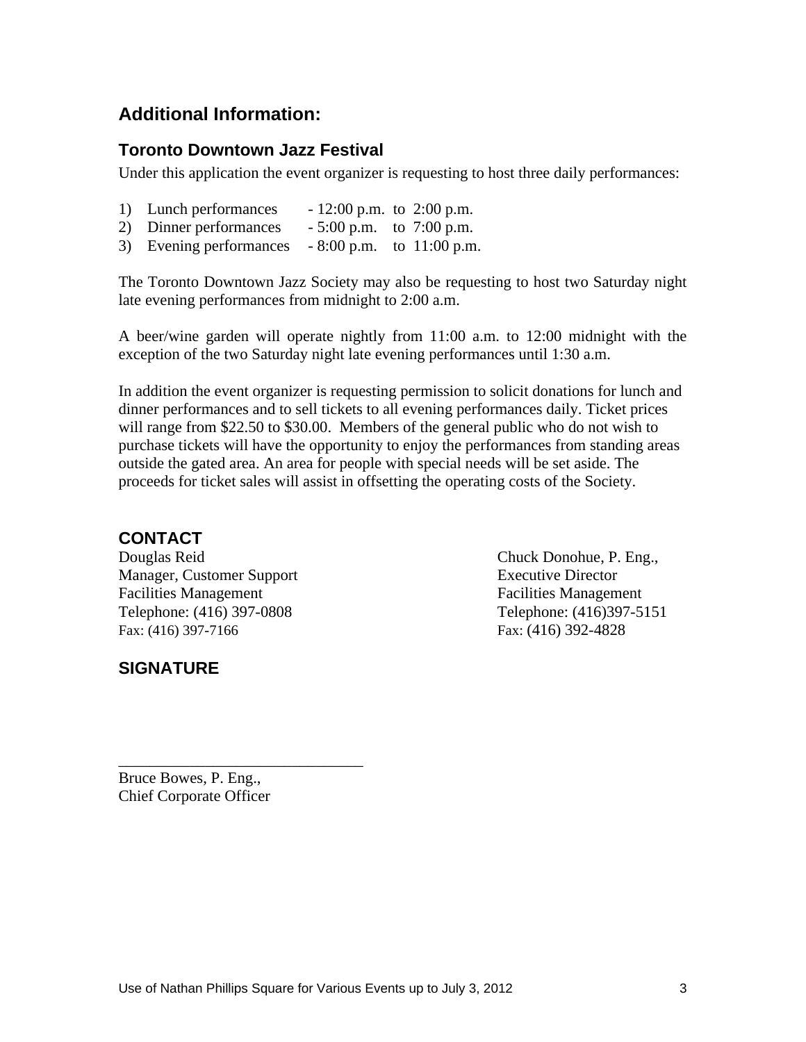## Additional Information:

### Toronto Downtown Jazz Festival

Under this application the event organizer is requesting to host three daily performances:

1) Lunch performances - 12:00 p.m. to 2:00 p.m.
2) Dinner performances - 5:00 p.m. to 7:00 p.m.
3) Evening performances - 8:00 p.m. to 11:00 p.m.

The Toronto Downtown Jazz Society may also be requesting to host two Saturday night late evening performances from midnight to 2:00 a.m.

A beer/wine garden will operate nightly from 11:00 a.m. to 12:00 midnight with the exception of the two Saturday night late evening performances until 1:30 a.m.

In addition the event organizer is requesting permission to solicit donations for lunch and dinner performances and to sell tickets to all evening performances daily. Ticket prices will range from $22.50 to $30.00. Members of the general public who do not wish to purchase tickets will have the opportunity to enjoy the performances from standing areas outside the gated area. An area for people with special needs will be set aside. The proceeds for ticket sales will assist in offsetting the operating costs of the Society.

## CONTACT

Douglas Reid
Manager, Customer Support
Facilities Management
Telephone: (416) 397-0808
Fax: (416) 397-7166

Chuck Donohue, P. Eng.,
Executive Director
Facilities Management
Telephone: (416)397-5151
Fax: (416) 392-4828

## SIGNATURE

_______________________________

Bruce Bowes, P. Eng.,
Chief Corporate Officer